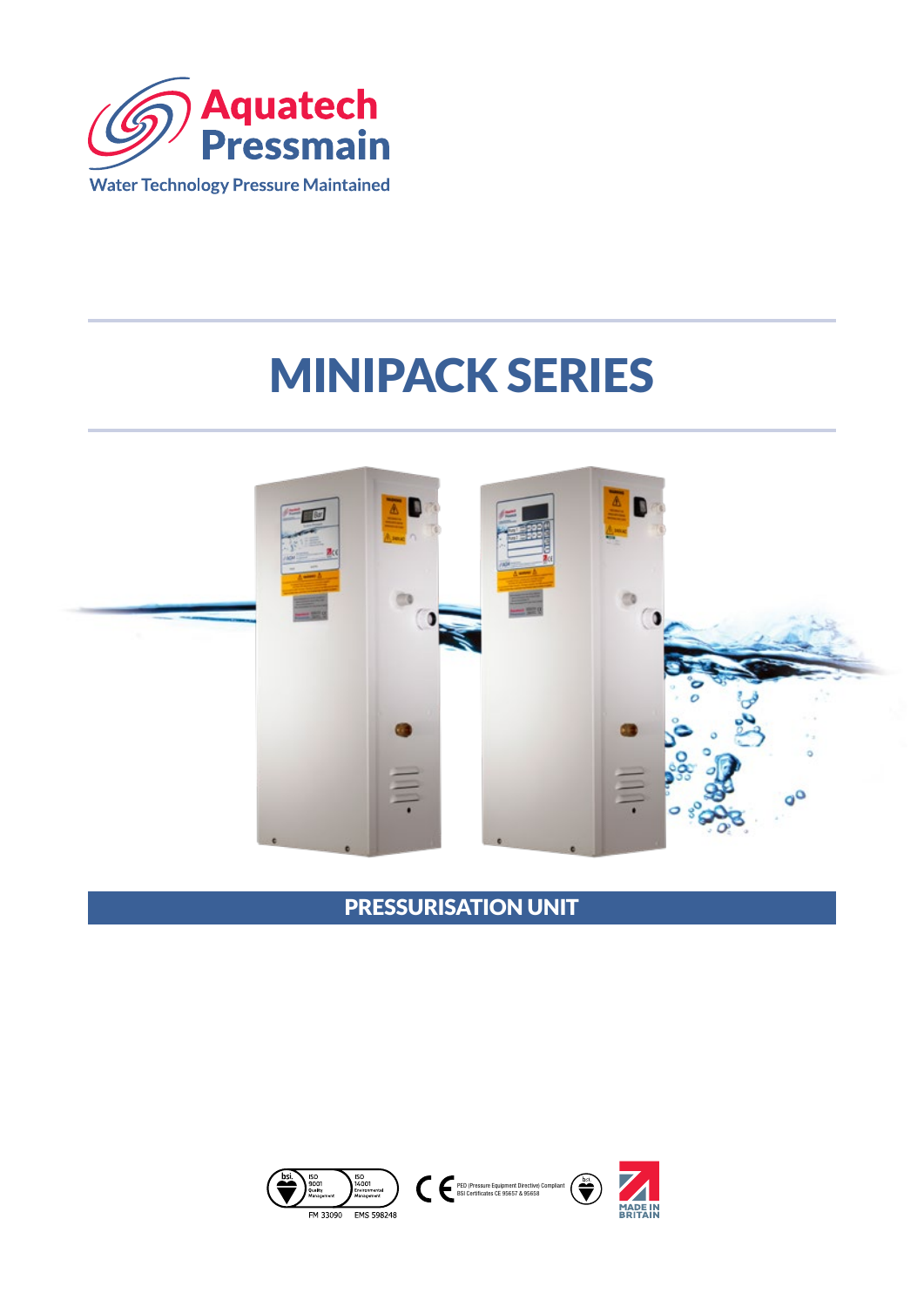Aquatech Pressmain

Water Technology Pressure Maintained

# MINIPACK SERIES

## PRESSURISATION UNIT

ISO 9001 Quality Management FM 33090

ISO 14001 Environmental Management EMS 598248

PED (Pressure Equipment Directive) Compliant BSI Certificates CE 95657 & 95658

MADE IN BRITAIN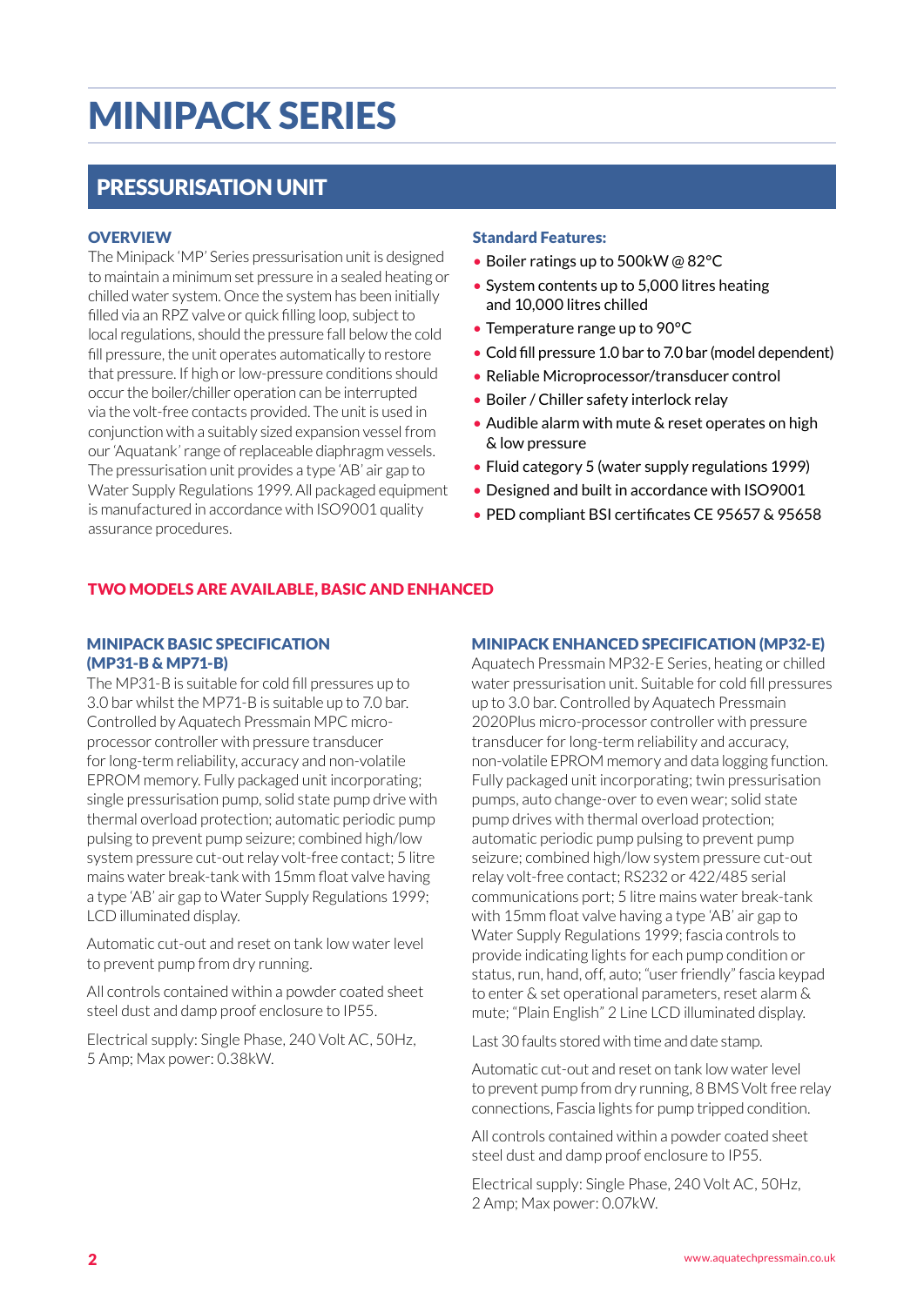# MINIPACK SERIES

## PRESSURISATION UNIT

### OVERVIEW

The Minipack 'MP' Series pressurisation unit is designed to maintain a minimum set pressure in a sealed heating or chilled water system. Once the system has been initially filled via an RPZ valve or quick filling loop, subject to local regulations, should the pressure fall below the cold fill pressure, the unit operates automatically to restore that pressure. If high or low-pressure conditions should occur the boiler/chiller operation can be interrupted via the volt-free contacts provided. The unit is used in conjunction with a suitably sized expansion vessel from our 'Aquatank' range of replaceable diaphragm vessels. The pressurisation unit provides a type 'AB' air gap to Water Supply Regulations 1999. All packaged equipment is manufactured in accordance with ISO9001 quality assurance procedures.

### Standard Features:

- Boiler ratings up to 500kW @ 82°C
- System contents up to 5,000 litres heating and 10,000 litres chilled
- Temperature range up to 90°C
- Cold fill pressure 1.0 bar to 7.0 bar (model dependent)
- Reliable Microprocessor/transducer control
- Boiler / Chiller safety interlock relay
- Audible alarm with mute & reset operates on high & low pressure
- Fluid category 5 (water supply regulations 1999)
- Designed and built in accordance with ISO9001
- PED compliant BSI certificates CE 95657 & 95658

**TWO MODELS ARE AVAILABLE, BASIC AND ENHANCED**

### MINIPACK BASIC SPECIFICATION (MP31-B & MP71-B)

The MP31-B is suitable for cold fill pressures up to 3.0 bar whilst the MP71-B is suitable up to 7.0 bar. Controlled by Aquatech Pressmain MPC micro-processor controller with pressure transducer for long-term reliability, accuracy and non-volatile EPROM memory. Fully packaged unit incorporating; single pressurisation pump, solid state pump drive with thermal overload protection; automatic periodic pump pulsing to prevent pump seizure; combined high/low system pressure cut-out relay volt-free contact; 5 litre mains water break-tank with 15mm float valve having a type 'AB' air gap to Water Supply Regulations 1999; LCD illuminated display.

Automatic cut-out and reset on tank low water level to prevent pump from dry running.

All controls contained within a powder coated sheet steel dust and damp proof enclosure to IP55.

Electrical supply: Single Phase, 240 Volt AC, 50Hz, 5 Amp; Max power: 0.38kW.

### MINIPACK ENHANCED SPECIFICATION (MP32-E)

Aquatech Pressmain MP32-E Series, heating or chilled water pressurisation unit. Suitable for cold fill pressures up to 3.0 bar. Controlled by Aquatech Pressmain 2020Plus micro-processor controller with pressure transducer for long-term reliability and accuracy, non-volatile EPROM memory and data logging function. Fully packaged unit incorporating; twin pressurisation pumps, auto change-over to even wear; solid state pump drives with thermal overload protection; automatic periodic pump pulsing to prevent pump seizure; combined high/low system pressure cut-out relay volt-free contact; RS232 or 422/485 serial communications port; 5 litre mains water break-tank with 15mm float valve having a type 'AB' air gap to Water Supply Regulations 1999; fascia controls to provide indicating lights for each pump condition or status, run, hand, off, auto; "user friendly" fascia keypad to enter & set operational parameters, reset alarm & mute; "Plain English" 2 Line LCD illuminated display.

Last 30 faults stored with time and date stamp.

Automatic cut-out and reset on tank low water level to prevent pump from dry running, 8 BMS Volt free relay connections, Fascia lights for pump tripped condition.

All controls contained within a powder coated sheet steel dust and damp proof enclosure to IP55.

Electrical supply: Single Phase, 240 Volt AC, 50Hz, 2 Amp; Max power: 0.07kW.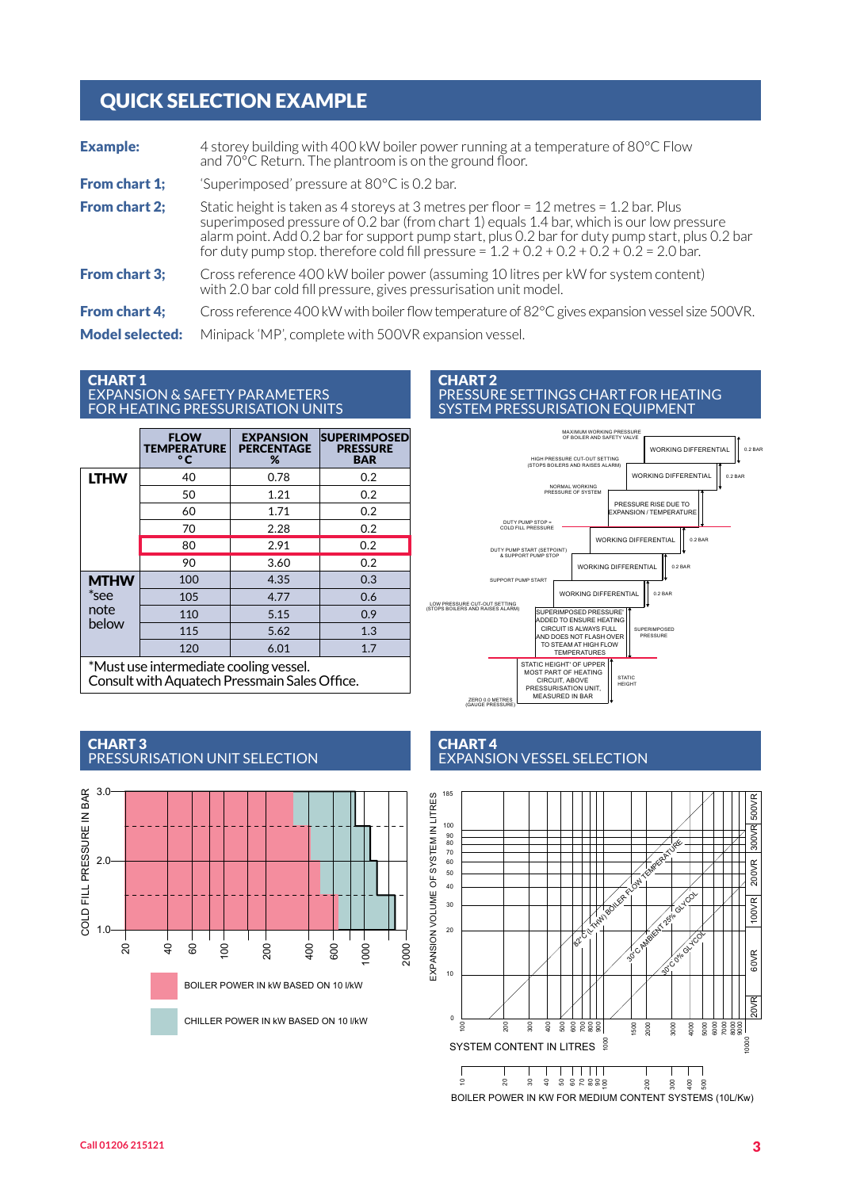# QUICK SELECTION EXAMPLE

**Example:** 4 storey building with 400 kW boiler power running at a temperature of 80°C Flow and 70°C Return. The plantroom is on the ground floor.

**From chart 1;** 'Superimposed' pressure at 80°C is 0.2 bar.

**From chart 2;** Static height is taken as 4 storeys at 3 metres per floor = 12 metres = 1.2 bar. Plus superimposed pressure of 0.2 bar (from chart 1) equals 1.4 bar, which is our low pressure alarm point. Add 0.2 bar for support pump start, plus 0.2 bar for duty pump start, plus 0.2 bar for duty pump stop. therefore cold fill pressure = 1.2 + 0.2 + 0.2 + 0.2 + 0.2 = 2.0 bar.

**From chart 3;** Cross reference 400 kW boiler power (assuming 10 litres per kW for system content) with 2.0 bar cold fill pressure, gives pressurisation unit model.

**From chart 4;** Cross reference 400 kW with boiler flow temperature of 82°C gives expansion vessel size 500VR.

**Model selected:** Minipack 'MP', complete with 500VR expansion vessel.

## CHART 1
## EXPANSION & SAFETY PARAMETERS FOR HEATING PRESSURISATION UNITS

| | FLOW TEMPERATURE °C | EXPANSION PERCENTAGE % | SUPERIMPOSED PRESSURE BAR |
|---|---|---|---|
| **LTHW** | 40 | 0.78 | 0.2 |
| | 50 | 1.21 | 0.2 |
| | 60 | 1.71 | 0.2 |
| | 70 | 2.28 | 0.2 |
| | 80 | 2.91 | 0.2 |
| | 90 | 3.60 | 0.2 |
| **MTHW** *see note below | 100 | 4.35 | 0.3 |
| | 105 | 4.77 | 0.6 |
| | 110 | 5.15 | 0.9 |
| | 115 | 5.62 | 1.3 |
| | 120 | 6.01 | 1.7 |

*Must use intermediate cooling vessel. Consult with Aquatech Pressmain Sales Office.

## CHART 2
## PRESSURE SETTINGS CHART FOR HEATING SYSTEM PRESSURISATION EQUIPMENT

MAXIMUM WORKING PRESSURE OF BOILER AND SAFETY VALVE — WORKING DIFFERENTIAL — 0.2 BAR
HIGH PRESSURE CUT-OUT SETTING (STOPS BOILERS AND RAISES ALARM) — WORKING DIFFERENTIAL — 0.2 BAR
NORMAL WORKING PRESSURE OF SYSTEM — PRESSURE RISE DUE TO EXPANSION / TEMPERATURE
DUTY PUMP STOP = COLD FILL PRESSURE — WORKING DIFFERENTIAL — 0.2 BAR
DUTY PUMP START (SETPOINT) & SUPPORT PUMP STOP — WORKING DIFFERENTIAL — 0.2 BAR
SUPPORT PUMP START — WORKING DIFFERENTIAL — 0.2 BAR
LOW PRESSURE CUT-OUT SETTING (STOPS BOILERS AND RAISES ALARM) — SUPERIMPOSED PRESSURE ADDED TO ENSURE HEATING CIRCUIT IS ALWAYS FULL AND DOES NOT FLASH OVER TO STEAM AT HIGH FLOW TEMPERATURES — SUPERIMPOSED PRESSURE
STATIC HEIGHT OF UPPER MOST PART OF HEATING CIRCUIT, ABOVE PRESSURISATION UNIT, MEASURED IN BAR — STATIC HEIGHT
ZERO 0.0 METRES (GAUGE PRESSURE)

## CHART 3
## PRESSURISATION UNIT SELECTION

COLD FILL PRESSURE IN BAR (1.0 – 3.0)

BOILER POWER IN kW BASED ON 10 l/kW (20 – 2000)

BOILER POWER IN kW BASED ON 10 l/kW

CHILLER POWER IN kW BASED ON 10 l/kW

## CHART 4
## EXPANSION VESSEL SELECTION

EXPANSION VOLUME OF SYSTEM IN LITRES (0 – 185)

Vessels: 500VR, 300VR, 200VR, 100VR, 60VR, 20VR

82°C (LTHW) BOILER FLOW TEMPERATURE; 30°C AMBIENT 25% GLYCOL; 30°C 0% GLYCOL

SYSTEM CONTENT IN LITRES (100 – 10000)

BOILER POWER IN KW FOR MEDIUM CONTENT SYSTEMS (10L/Kw) (10 – 500)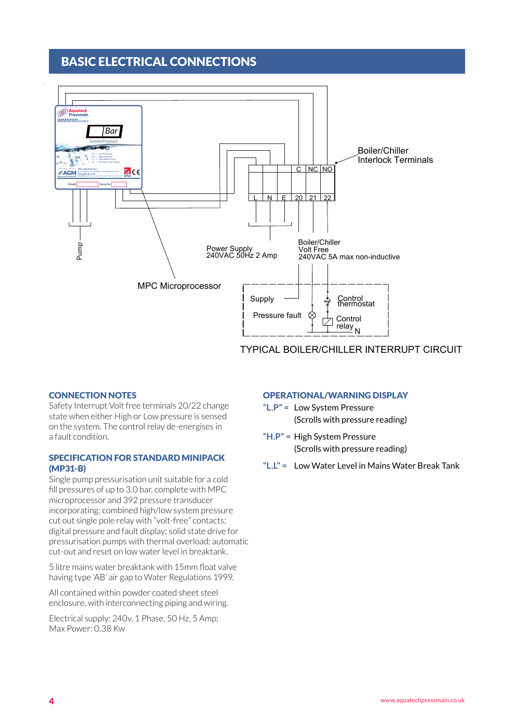## BASIC ELECTRICAL CONNECTIONS

Boiler/Chiller Interlock Terminals

C | NC | NO

L | N | E | 20 | 21 | 22

Pump

Power Supply 240VAC 50Hz 2 Amp

Boiler/Chiller Volt Free 240VAC 5A max non-inductive

MPC Microprocessor

Supply

Pressure fault

Control thermostat

Control relay

N

TYPICAL BOILER/CHILLER INTERRUPT CIRCUIT

### CONNECTION NOTES

Safety Interrupt Volt free terminals 20/22 change state when either High or Low pressure is sensed on the system. The control relay de-energises in a fault condition.

### SPECIFICATION FOR STANDARD MINIPACK (MP31-B)

Single pump pressurisation unit suitable for a cold fill pressures of up to 3.0 bar, complete with MPC microprocessor and 392 pressure transducer incorporating: combined high/low system pressure cut out single pole relay with "volt-free" contacts; digital pressure and fault display; solid state drive for pressurisation pumps with thermal overload; automatic cut-out and reset on low water level in breaktank.

5 litre mains water breaktank with 15mm float valve having type 'AB' air gap to Water Regulations 1999.

All contained within powder coated sheet steel enclosure, with interconnecting piping and wiring.

Electrical supply: 240v. 1 Phase, 50 Hz, 5 Amp; Max Power: 0.38 Kw

### OPERATIONAL/WARNING DISPLAY

"L.P" = Low System Pressure (Scrolls with pressure reading)

"H.P" = High System Pressure (Scrolls with pressure reading)

"L.L" = Low Water Level in Mains Water Break Tank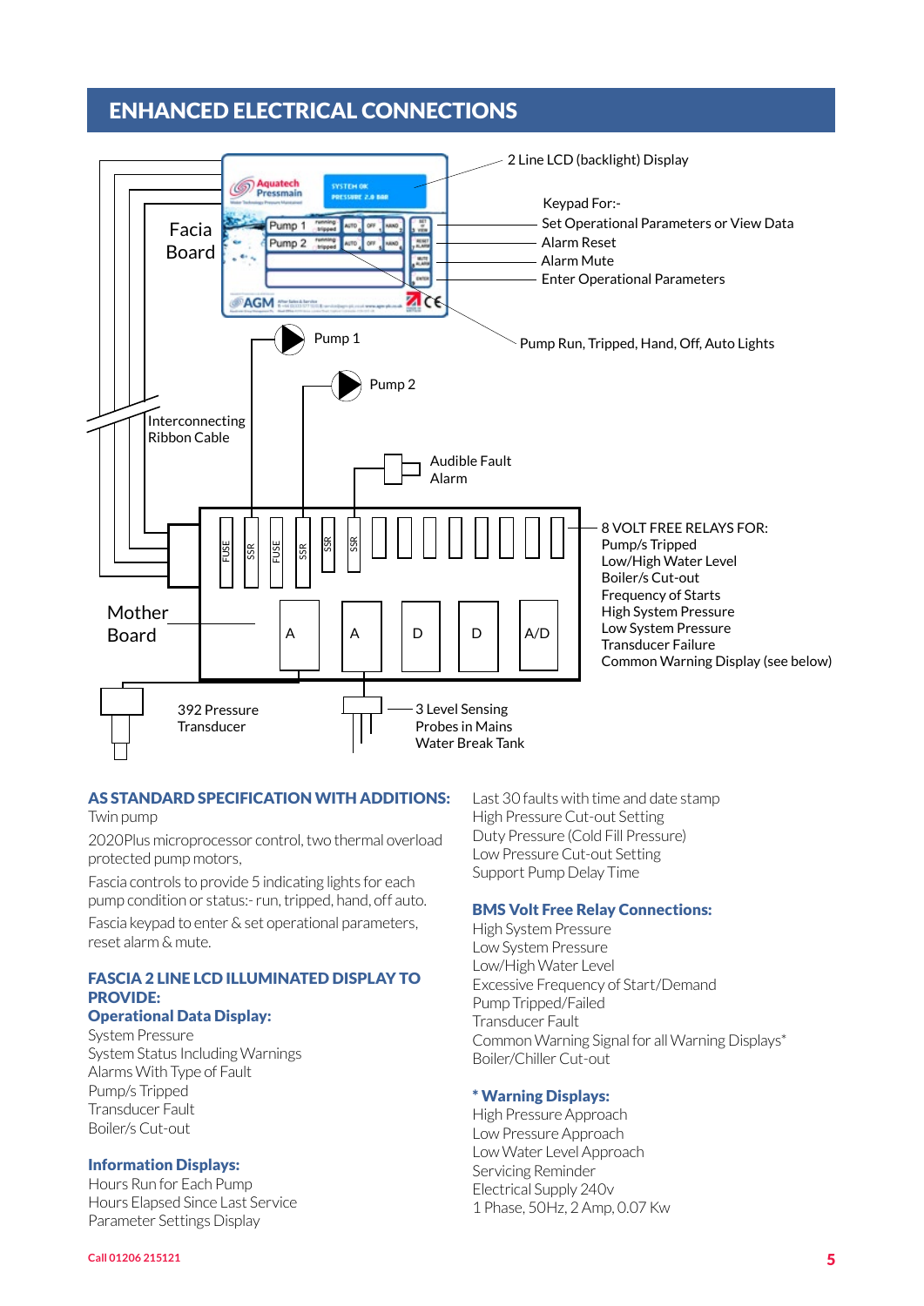## ENHANCED ELECTRICAL CONNECTIONS

2 Line LCD (backlight) Display

Keypad For:-
Set Operational Parameters or View Data
Alarm Reset
Alarm Mute
Enter Operational Parameters

Facia Board

Pump 1

Pump 2

Pump Run, Tripped, Hand, Off, Auto Lights

Interconnecting Ribbon Cable

Audible Fault Alarm

8 VOLT FREE RELAYS FOR:
Pump/s Tripped
Low/High Water Level
Boiler/s Cut-out
Frequency of Starts
High System Pressure
Low System Pressure
Transducer Failure
Common Warning Display (see below)

Mother Board

392 Pressure Transducer

3 Level Sensing Probes in Mains Water Break Tank

### AS STANDARD SPECIFICATION WITH ADDITIONS:

Twin pump

2020Plus microprocessor control, two thermal overload protected pump motors,

Fascia controls to provide 5 indicating lights for each pump condition or status:- run, tripped, hand, off auto.

Fascia keypad to enter & set operational parameters, reset alarm & mute.

### FASCIA 2 LINE LCD ILLUMINATED DISPLAY TO PROVIDE:

#### Operational Data Display:

System Pressure
System Status Including Warnings
Alarms With Type of Fault
Pump/s Tripped
Transducer Fault
Boiler/s Cut-out

#### Information Displays:

Hours Run for Each Pump
Hours Elapsed Since Last Service
Parameter Settings Display
Last 30 faults with time and date stamp
High Pressure Cut-out Setting
Duty Pressure (Cold Fill Pressure)
Low Pressure Cut-out Setting
Support Pump Delay Time

#### BMS Volt Free Relay Connections:

High System Pressure
Low System Pressure
Low/High Water Level
Excessive Frequency of Start/Demand
Pump Tripped/Failed
Transducer Fault
Common Warning Signal for all Warning Displays*
Boiler/Chiller Cut-out

#### * Warning Displays:

High Pressure Approach
Low Pressure Approach
Low Water Level Approach
Servicing Reminder
Electrical Supply 240v
1 Phase, 50Hz, 2 Amp, 0.07 Kw

Call 01206 215121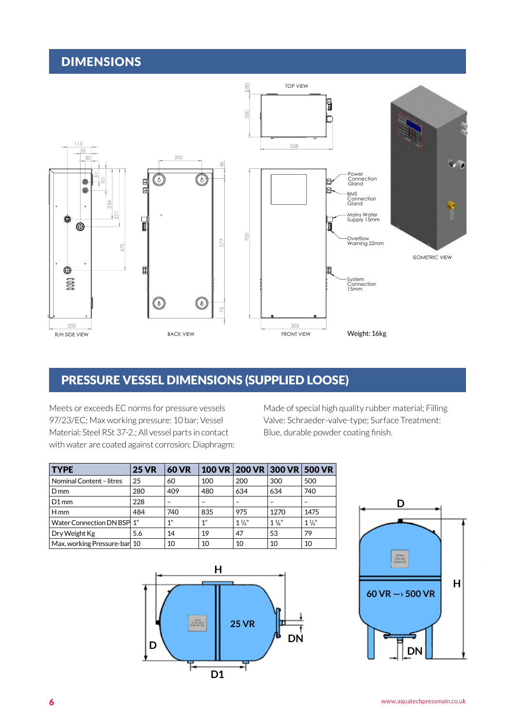## DIMENSIONS

R/H SIDE VIEW

BACK VIEW

TOP VIEW

FRONT VIEW

ISOMETRIC VIEW

Power Connection Gland

BMS Connection Gland

Mains Water Supply 15mm

Overflow Warning 22mm

System Connection 15mm

Weight: 16kg

## PRESSURE VESSEL DIMENSIONS (SUPPLIED LOOSE)

Meets or exceeds EC norms for pressure vessels 97/23/EC; Max working pressure: 10 bar; Vessel Material: Steel RSt 37-2.; All vessel parts in contact with water are coated against corrosion; Diaphragm: Made of special high quality rubber material; Filling Valve: Schraeder-valve-type; Surface Treatment: Blue, durable powder coating finish.

| TYPE | 25 VR | 60 VR | 100 VR | 200 VR | 300 VR | 500 VR |
|---|---|---|---|---|---|---|
| Nominal Content – litres | 25 | 60 | 100 | 200 | 300 | 500 |
| D mm | 280 | 409 | 480 | 634 | 634 | 740 |
| D1 mm | 228 | – | – | – | – | – |
| H mm | 484 | 740 | 835 | 975 | 1270 | 1475 |
| Water Connection DN BSP | 1" | 1" | 1" | 1 ¼" | 1 ¼" | 1 ¼" |
| Dry Weight Kg | 5.6 | 14 | 19 | 47 | 53 | 79 |
| Max. working Pressure-bar | 10 | 10 | 10 | 10 | 10 | 10 |

25 VR

60 VR –› 500 VR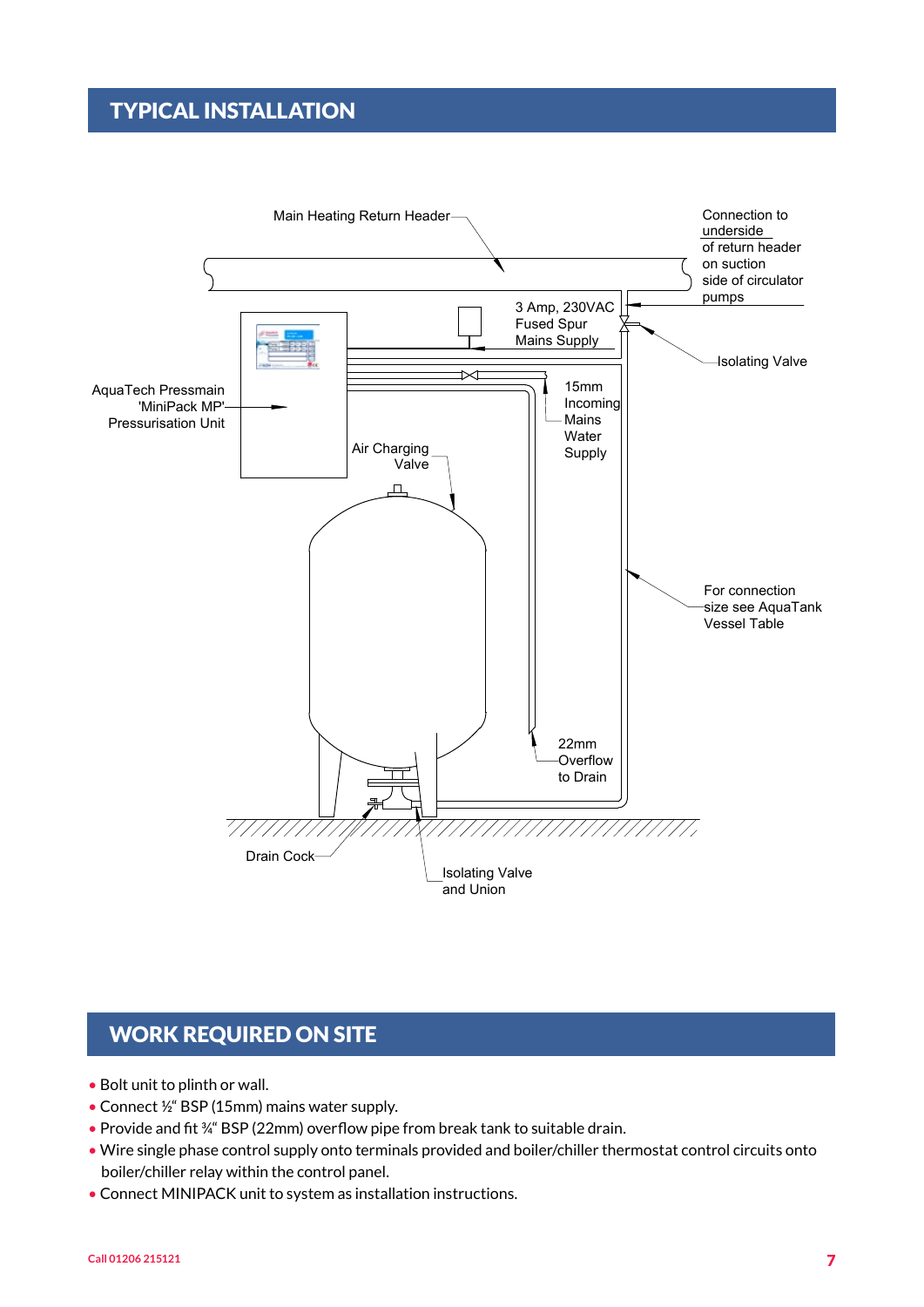## TYPICAL INSTALLATION

Main Heating Return Header

Connection to underside of return header on suction side of circulator pumps

3 Amp, 230VAC Fused Spur Mains Supply

Isolating Valve

AquaTech Pressmain 'MiniPack MP' Pressurisation Unit

15mm Incoming Mains Water Supply

Air Charging Valve

For connection size see AquaTank Vessel Table

22mm Overflow to Drain

Drain Cock

Isolating Valve and Union

## WORK REQUIRED ON SITE

- Bolt unit to plinth or wall.
- Connect ½" BSP (15mm) mains water supply.
- Provide and fit ¾" BSP (22mm) overflow pipe from break tank to suitable drain.
- Wire single phase control supply onto terminals provided and boiler/chiller thermostat control circuits onto boiler/chiller relay within the control panel.
- Connect MINIPACK unit to system as installation instructions.

Call 01206 215121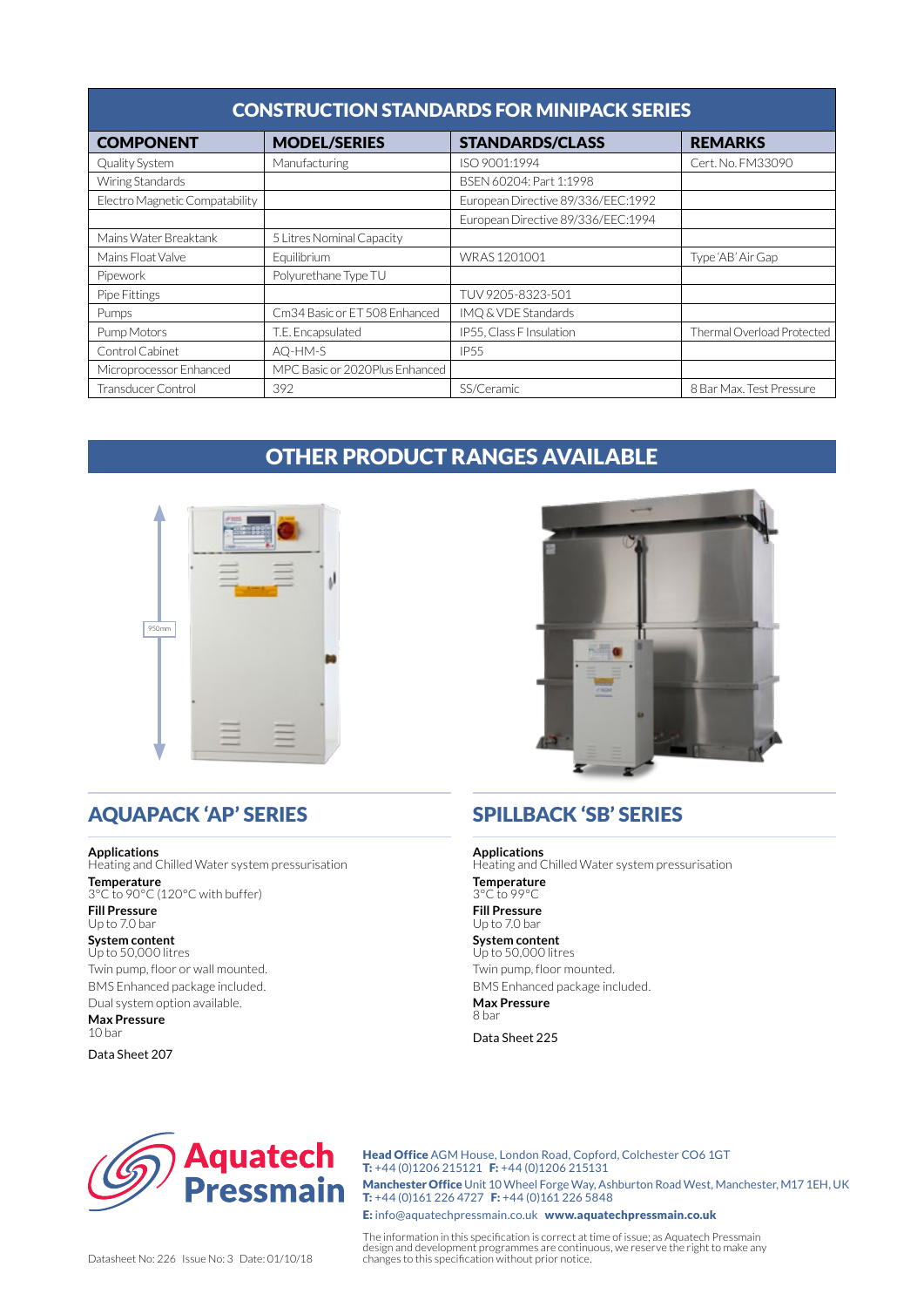## CONSTRUCTION STANDARDS FOR MINIPACK SERIES

| COMPONENT | MODEL/SERIES | STANDARDS/CLASS | REMARKS |
|---|---|---|---|
| Quality System | Manufacturing | ISO 9001:1994 | Cert. No. FM33090 |
| Wiring Standards | | BSEN 60204: Part 1:1998 | |
| Electro Magnetic Compatability | | European Directive 89/336/EEC:1992 | |
| | | European Directive 89/336/EEC:1994 | |
| Mains Water Breaktank | 5 Litres Nominal Capacity | | |
| Mains Float Valve | Equilibrium | WRAS 1201001 | Type 'AB' Air Gap |
| Pipework | Polyurethane Type TU | | |
| Pipe Fittings | | TUV 9205-8323-501 | |
| Pumps | Cm34 Basic or ET 508 Enhanced | IMQ & VDE Standards | |
| Pump Motors | T.E. Encapsulated | IP55, Class F Insulation | Thermal Overload Protected |
| Control Cabinet | AQ-HM-S | IP55 | |
| Microprocessor Enhanced | MPC Basic or 2020Plus Enhanced | | |
| Transducer Control | 392 | SS/Ceramic | 8 Bar Max. Test Pressure |

## OTHER PRODUCT RANGES AVAILABLE

950mm

### AQUAPACK 'AP' SERIES

**Applications**
Heating and Chilled Water system pressurisation

**Temperature**
3°C to 90°C (120°C with buffer)

**Fill Pressure**
Up to 7.0 bar

**System content**
Up to 50,000 litres

Twin pump, floor or wall mounted.

BMS Enhanced package included.

Dual system option available.

**Max Pressure**
10 bar

Data Sheet 207

### SPILLBACK 'SB' SERIES

**Applications**
Heating and Chilled Water system pressurisation

**Temperature**
3°C to 99°C

**Fill Pressure**
Up to 7.0 bar

**System content**
Up to 50,000 litres

Twin pump, floor mounted.

BMS Enhanced package included.

**Max Pressure**
8 bar

Data Sheet 225

Aquatech Pressmain

**Head Office** AGM House, London Road, Copford, Colchester CO6 1GT
**T:** +44 (0)1206 215121 **F:** +44 (0)1206 215131

**Manchester Office** Unit 10 Wheel Forge Way, Ashburton Road West, Manchester, M17 1EH, UK
**T:** +44 (0)161 226 4727 **F:** +44 (0)161 226 5848

**E:** info@aquatechpressmain.co.uk **www.aquatechpressmain.co.uk**

The information in this specification is correct at time of issue; as Aquatech Pressmain design and development programmes are continuous, we reserve the right to make any changes to this specification without prior notice.

Datasheet No: 226 Issue No: 3 Date: 01/10/18